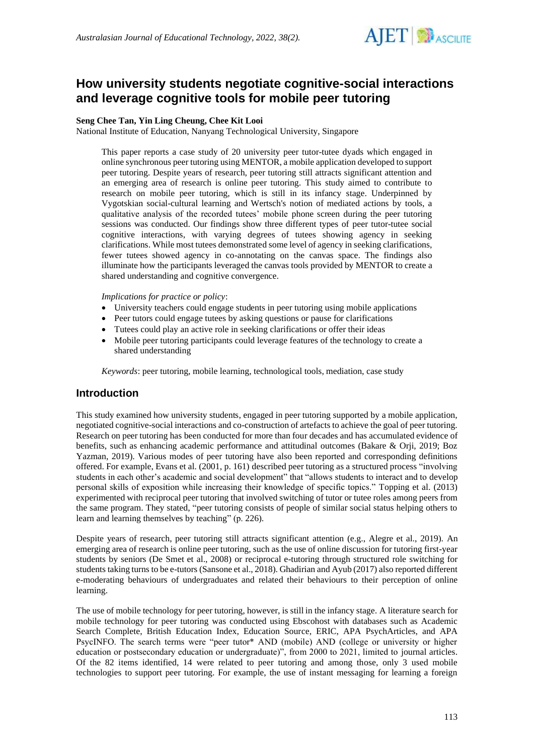# How university students negotiate cognitive-social interactions and leverage cognitive tools for mobile peer tutoring

**Seng Chee Tan, Yin Ling Cheung, Chee Kit Looi**
National Institute of Education, Nanyang Technological University, Singapore

This paper reports a case study of 20 university peer tutor-tutee dyads which engaged in online synchronous peer tutoring using MENTOR, a mobile application developed to support peer tutoring. Despite years of research, peer tutoring still attracts significant attention and an emerging area of research is online peer tutoring. This study aimed to contribute to research on mobile peer tutoring, which is still in its infancy stage. Underpinned by Vygotskian social-cultural learning and Wertsch's notion of mediated actions by tools, a qualitative analysis of the recorded tutees' mobile phone screen during the peer tutoring sessions was conducted. Our findings show three different types of peer tutor-tutee social cognitive interactions, with varying degrees of tutees showing agency in seeking clarifications. While most tutees demonstrated some level of agency in seeking clarifications, fewer tutees showed agency in co-annotating on the canvas space. The findings also illuminate how the participants leveraged the canvas tools provided by MENTOR to create a shared understanding and cognitive convergence.

*Implications for practice or policy*:

- University teachers could engage students in peer tutoring using mobile applications
- Peer tutors could engage tutees by asking questions or pause for clarifications
- Tutees could play an active role in seeking clarifications or offer their ideas
- Mobile peer tutoring participants could leverage features of the technology to create a shared understanding

*Keywords*: peer tutoring, mobile learning, technological tools, mediation, case study

## Introduction

This study examined how university students, engaged in peer tutoring supported by a mobile application, negotiated cognitive-social interactions and co-construction of artefacts to achieve the goal of peer tutoring. Research on peer tutoring has been conducted for more than four decades and has accumulated evidence of benefits, such as enhancing academic performance and attitudinal outcomes (Bakare & Orji, 2019; Boz Yazman, 2019). Various modes of peer tutoring have also been reported and corresponding definitions offered. For example, Evans et al. (2001, p. 161) described peer tutoring as a structured process "involving students in each other's academic and social development" that "allows students to interact and to develop personal skills of exposition while increasing their knowledge of specific topics." Topping et al. (2013) experimented with reciprocal peer tutoring that involved switching of tutor or tutee roles among peers from the same program. They stated, "peer tutoring consists of people of similar social status helping others to learn and learning themselves by teaching" (p. 226).

Despite years of research, peer tutoring still attracts significant attention (e.g., Alegre et al., 2019). An emerging area of research is online peer tutoring, such as the use of online discussion for tutoring first-year students by seniors (De Smet et al., 2008) or reciprocal e-tutoring through structured role switching for students taking turns to be e-tutors (Sansone et al., 2018). Ghadirian and Ayub (2017) also reported different e-moderating behaviours of undergraduates and related their behaviours to their perception of online learning.

The use of mobile technology for peer tutoring, however, is still in the infancy stage. A literature search for mobile technology for peer tutoring was conducted using Ebscohost with databases such as Academic Search Complete, British Education Index, Education Source, ERIC, APA PsychArticles, and APA PsycINFO. The search terms were "peer tutor* AND (mobile) AND (college or university or higher education or postsecondary education or undergraduate)", from 2000 to 2021, limited to journal articles. Of the 82 items identified, 14 were related to peer tutoring and among those, only 3 used mobile technologies to support peer tutoring. For example, the use of instant messaging for learning a foreign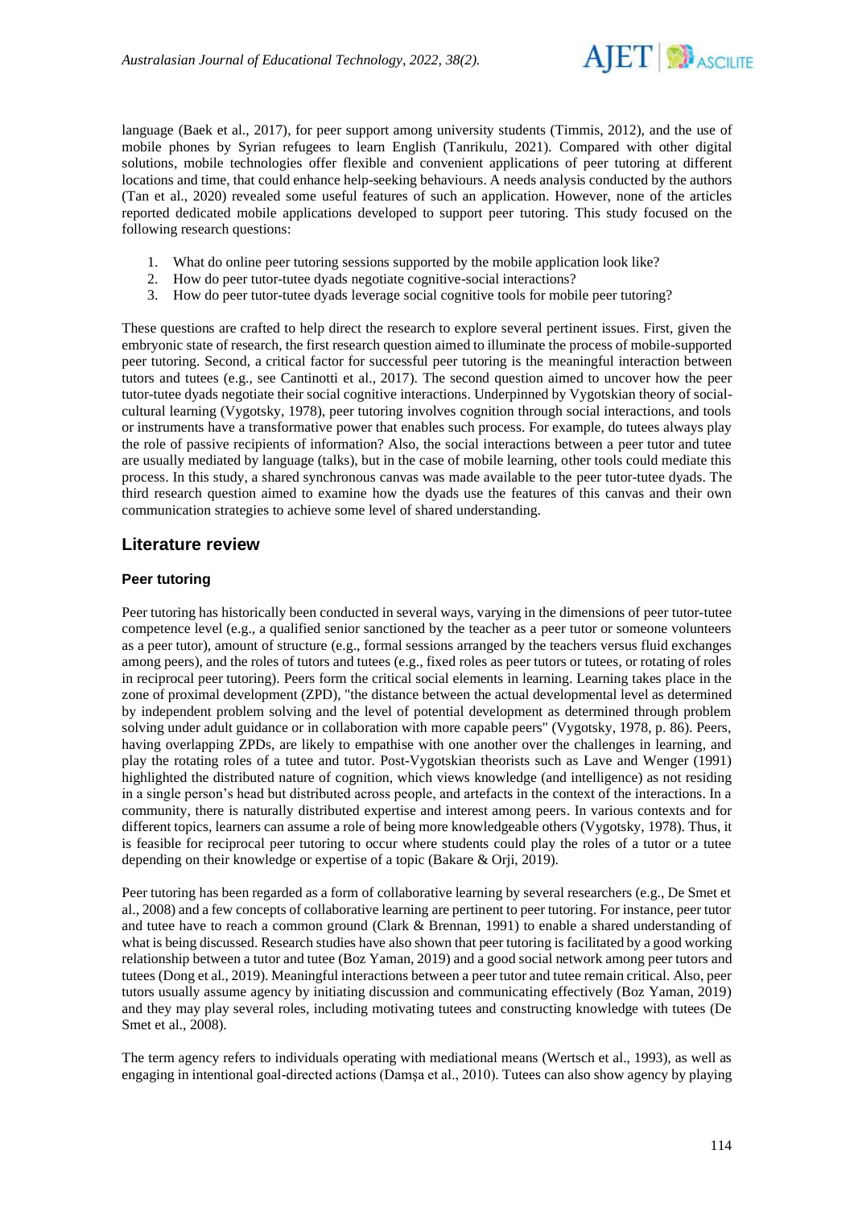language (Baek et al., 2017), for peer support among university students (Timmis, 2012), and the use of mobile phones by Syrian refugees to learn English (Tanrikulu, 2021). Compared with other digital solutions, mobile technologies offer flexible and convenient applications of peer tutoring at different locations and time, that could enhance help-seeking behaviours. A needs analysis conducted by the authors (Tan et al., 2020) revealed some useful features of such an application. However, none of the articles reported dedicated mobile applications developed to support peer tutoring. This study focused on the following research questions:

1. What do online peer tutoring sessions supported by the mobile application look like?
2. How do peer tutor-tutee dyads negotiate cognitive-social interactions?
3. How do peer tutor-tutee dyads leverage social cognitive tools for mobile peer tutoring?

These questions are crafted to help direct the research to explore several pertinent issues. First, given the embryonic state of research, the first research question aimed to illuminate the process of mobile-supported peer tutoring. Second, a critical factor for successful peer tutoring is the meaningful interaction between tutors and tutees (e.g., see Cantinotti et al., 2017). The second question aimed to uncover how the peer tutor-tutee dyads negotiate their social cognitive interactions. Underpinned by Vygotskian theory of social-cultural learning (Vygotsky, 1978), peer tutoring involves cognition through social interactions, and tools or instruments have a transformative power that enables such process. For example, do tutees always play the role of passive recipients of information? Also, the social interactions between a peer tutor and tutee are usually mediated by language (talks), but in the case of mobile learning, other tools could mediate this process. In this study, a shared synchronous canvas was made available to the peer tutor-tutee dyads. The third research question aimed to examine how the dyads use the features of this canvas and their own communication strategies to achieve some level of shared understanding.

## Literature review

### Peer tutoring

Peer tutoring has historically been conducted in several ways, varying in the dimensions of peer tutor-tutee competence level (e.g., a qualified senior sanctioned by the teacher as a peer tutor or someone volunteers as a peer tutor), amount of structure (e.g., formal sessions arranged by the teachers versus fluid exchanges among peers), and the roles of tutors and tutees (e.g., fixed roles as peer tutors or tutees, or rotating of roles in reciprocal peer tutoring). Peers form the critical social elements in learning. Learning takes place in the zone of proximal development (ZPD), "the distance between the actual developmental level as determined by independent problem solving and the level of potential development as determined through problem solving under adult guidance or in collaboration with more capable peers" (Vygotsky, 1978, p. 86). Peers, having overlapping ZPDs, are likely to empathise with one another over the challenges in learning, and play the rotating roles of a tutee and tutor. Post-Vygotskian theorists such as Lave and Wenger (1991) highlighted the distributed nature of cognition, which views knowledge (and intelligence) as not residing in a single person's head but distributed across people, and artefacts in the context of the interactions. In a community, there is naturally distributed expertise and interest among peers. In various contexts and for different topics, learners can assume a role of being more knowledgeable others (Vygotsky, 1978). Thus, it is feasible for reciprocal peer tutoring to occur where students could play the roles of a tutor or a tutee depending on their knowledge or expertise of a topic (Bakare & Orji, 2019).

Peer tutoring has been regarded as a form of collaborative learning by several researchers (e.g., De Smet et al., 2008) and a few concepts of collaborative learning are pertinent to peer tutoring. For instance, peer tutor and tutee have to reach a common ground (Clark & Brennan, 1991) to enable a shared understanding of what is being discussed. Research studies have also shown that peer tutoring is facilitated by a good working relationship between a tutor and tutee (Boz Yaman, 2019) and a good social network among peer tutors and tutees (Dong et al., 2019). Meaningful interactions between a peer tutor and tutee remain critical. Also, peer tutors usually assume agency by initiating discussion and communicating effectively (Boz Yaman, 2019) and they may play several roles, including motivating tutees and constructing knowledge with tutees (De Smet et al., 2008).

The term agency refers to individuals operating with mediational means (Wertsch et al., 1993), as well as engaging in intentional goal-directed actions (Damşa et al., 2010). Tutees can also show agency by playing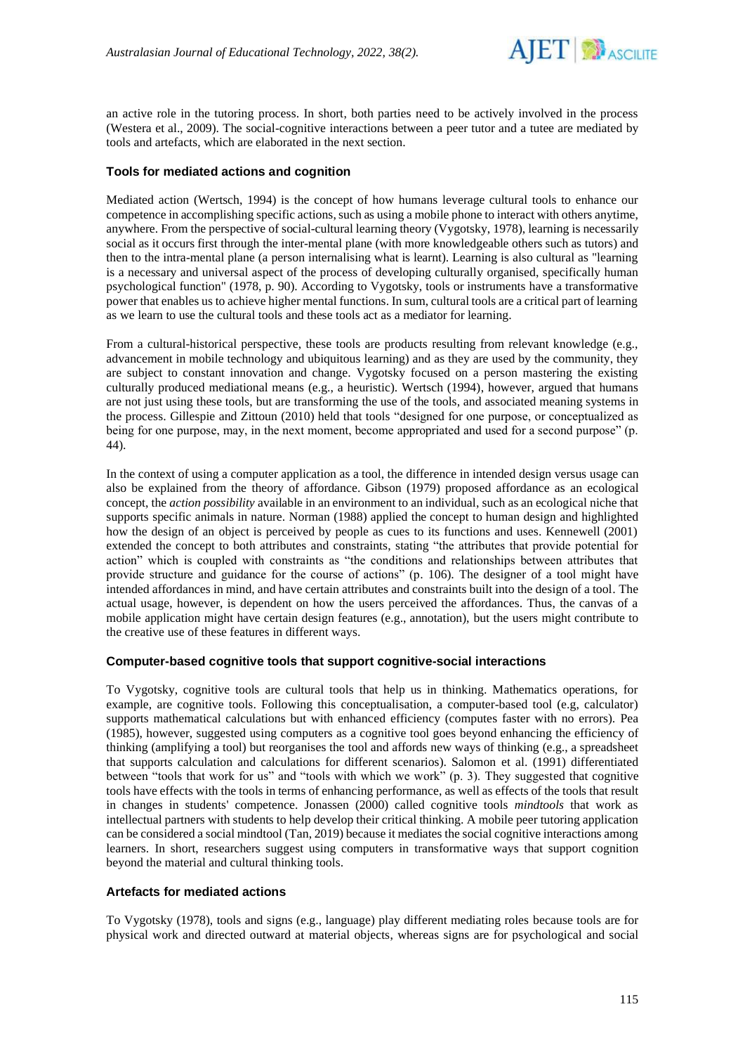an active role in the tutoring process. In short, both parties need to be actively involved in the process (Westera et al., 2009). The social-cognitive interactions between a peer tutor and a tutee are mediated by tools and artefacts, which are elaborated in the next section.

### Tools for mediated actions and cognition

Mediated action (Wertsch, 1994) is the concept of how humans leverage cultural tools to enhance our competence in accomplishing specific actions, such as using a mobile phone to interact with others anytime, anywhere. From the perspective of social-cultural learning theory (Vygotsky, 1978), learning is necessarily social as it occurs first through the inter-mental plane (with more knowledgeable others such as tutors) and then to the intra-mental plane (a person internalising what is learnt). Learning is also cultural as "learning is a necessary and universal aspect of the process of developing culturally organised, specifically human psychological function" (1978, p. 90). According to Vygotsky, tools or instruments have a transformative power that enables us to achieve higher mental functions. In sum, cultural tools are a critical part of learning as we learn to use the cultural tools and these tools act as a mediator for learning.

From a cultural-historical perspective, these tools are products resulting from relevant knowledge (e.g., advancement in mobile technology and ubiquitous learning) and as they are used by the community, they are subject to constant innovation and change. Vygotsky focused on a person mastering the existing culturally produced mediational means (e.g., a heuristic). Wertsch (1994), however, argued that humans are not just using these tools, but are transforming the use of the tools, and associated meaning systems in the process. Gillespie and Zittoun (2010) held that tools "designed for one purpose, or conceptualized as being for one purpose, may, in the next moment, become appropriated and used for a second purpose" (p. 44).

In the context of using a computer application as a tool, the difference in intended design versus usage can also be explained from the theory of affordance. Gibson (1979) proposed affordance as an ecological concept, the *action possibility* available in an environment to an individual, such as an ecological niche that supports specific animals in nature. Norman (1988) applied the concept to human design and highlighted how the design of an object is perceived by people as cues to its functions and uses. Kennewell (2001) extended the concept to both attributes and constraints, stating "the attributes that provide potential for action" which is coupled with constraints as "the conditions and relationships between attributes that provide structure and guidance for the course of actions" (p. 106). The designer of a tool might have intended affordances in mind, and have certain attributes and constraints built into the design of a tool. The actual usage, however, is dependent on how the users perceived the affordances. Thus, the canvas of a mobile application might have certain design features (e.g., annotation), but the users might contribute to the creative use of these features in different ways.

### Computer-based cognitive tools that support cognitive-social interactions

To Vygotsky, cognitive tools are cultural tools that help us in thinking. Mathematics operations, for example, are cognitive tools. Following this conceptualisation, a computer-based tool (e.g, calculator) supports mathematical calculations but with enhanced efficiency (computes faster with no errors). Pea (1985), however, suggested using computers as a cognitive tool goes beyond enhancing the efficiency of thinking (amplifying a tool) but reorganises the tool and affords new ways of thinking (e.g., a spreadsheet that supports calculation and calculations for different scenarios). Salomon et al. (1991) differentiated between "tools that work for us" and "tools with which we work" (p. 3). They suggested that cognitive tools have effects with the tools in terms of enhancing performance, as well as effects of the tools that result in changes in students' competence. Jonassen (2000) called cognitive tools *mindtools* that work as intellectual partners with students to help develop their critical thinking. A mobile peer tutoring application can be considered a social mindtool (Tan, 2019) because it mediates the social cognitive interactions among learners. In short, researchers suggest using computers in transformative ways that support cognition beyond the material and cultural thinking tools.

### Artefacts for mediated actions

To Vygotsky (1978), tools and signs (e.g., language) play different mediating roles because tools are for physical work and directed outward at material objects, whereas signs are for psychological and social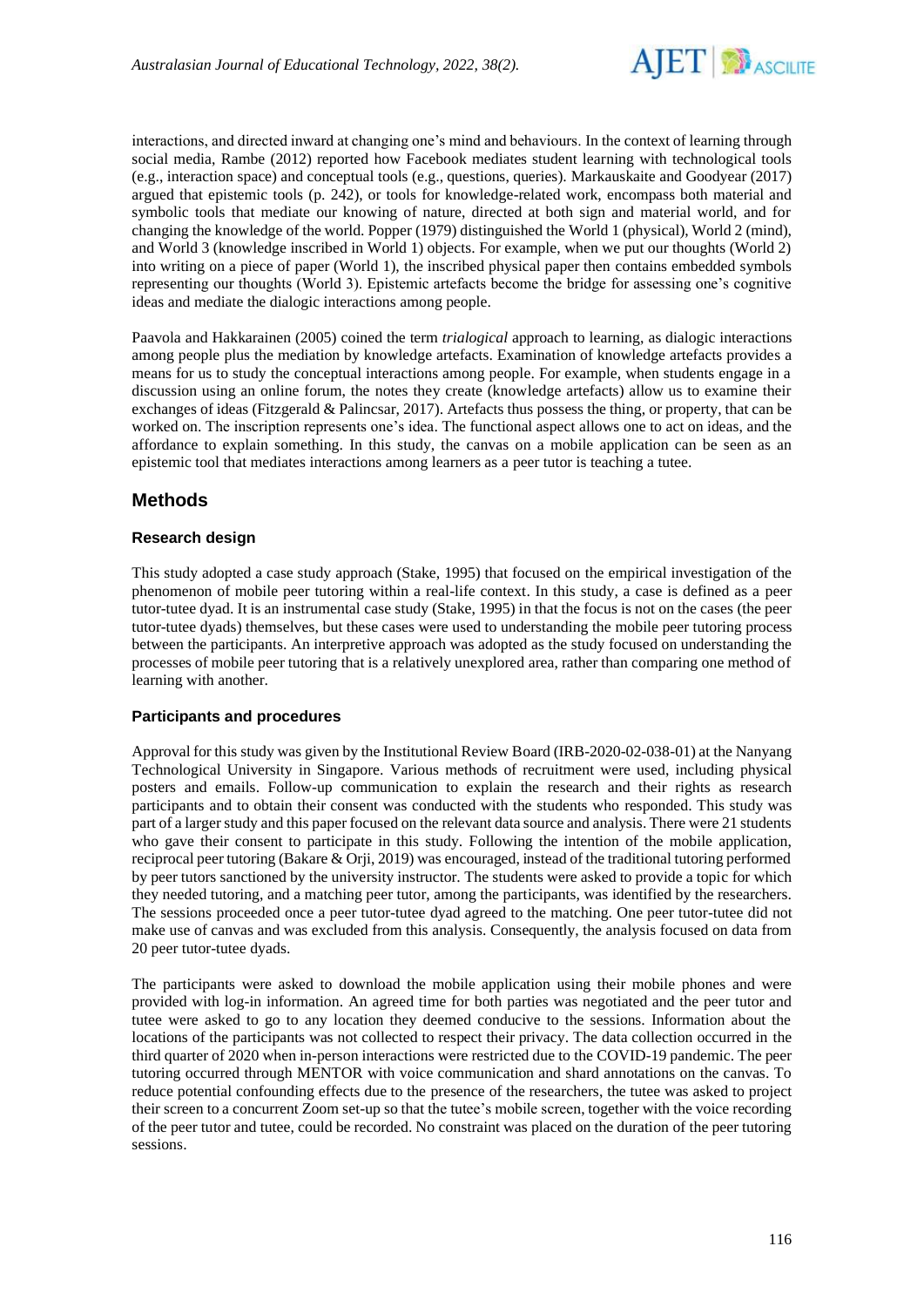interactions, and directed inward at changing one's mind and behaviours. In the context of learning through social media, Rambe (2012) reported how Facebook mediates student learning with technological tools (e.g., interaction space) and conceptual tools (e.g., questions, queries). Markauskaite and Goodyear (2017) argued that epistemic tools (p. 242), or tools for knowledge-related work, encompass both material and symbolic tools that mediate our knowing of nature, directed at both sign and material world, and for changing the knowledge of the world. Popper (1979) distinguished the World 1 (physical), World 2 (mind), and World 3 (knowledge inscribed in World 1) objects. For example, when we put our thoughts (World 2) into writing on a piece of paper (World 1), the inscribed physical paper then contains embedded symbols representing our thoughts (World 3). Epistemic artefacts become the bridge for assessing one's cognitive ideas and mediate the dialogic interactions among people.

Paavola and Hakkarainen (2005) coined the term *trialogical* approach to learning, as dialogic interactions among people plus the mediation by knowledge artefacts. Examination of knowledge artefacts provides a means for us to study the conceptual interactions among people. For example, when students engage in a discussion using an online forum, the notes they create (knowledge artefacts) allow us to examine their exchanges of ideas (Fitzgerald & Palincsar, 2017). Artefacts thus possess the thing, or property, that can be worked on. The inscription represents one's idea. The functional aspect allows one to act on ideas, and the affordance to explain something. In this study, the canvas on a mobile application can be seen as an epistemic tool that mediates interactions among learners as a peer tutor is teaching a tutee.

## Methods

### Research design

This study adopted a case study approach (Stake, 1995) that focused on the empirical investigation of the phenomenon of mobile peer tutoring within a real-life context. In this study, a case is defined as a peer tutor-tutee dyad. It is an instrumental case study (Stake, 1995) in that the focus is not on the cases (the peer tutor-tutee dyads) themselves, but these cases were used to understanding the mobile peer tutoring process between the participants. An interpretive approach was adopted as the study focused on understanding the processes of mobile peer tutoring that is a relatively unexplored area, rather than comparing one method of learning with another.

### Participants and procedures

Approval for this study was given by the Institutional Review Board (IRB-2020-02-038-01) at the Nanyang Technological University in Singapore. Various methods of recruitment were used, including physical posters and emails. Follow-up communication to explain the research and their rights as research participants and to obtain their consent was conducted with the students who responded. This study was part of a larger study and this paper focused on the relevant data source and analysis. There were 21 students who gave their consent to participate in this study. Following the intention of the mobile application, reciprocal peer tutoring (Bakare & Orji, 2019) was encouraged, instead of the traditional tutoring performed by peer tutors sanctioned by the university instructor. The students were asked to provide a topic for which they needed tutoring, and a matching peer tutor, among the participants, was identified by the researchers. The sessions proceeded once a peer tutor-tutee dyad agreed to the matching. One peer tutor-tutee did not make use of canvas and was excluded from this analysis. Consequently, the analysis focused on data from 20 peer tutor-tutee dyads.

The participants were asked to download the mobile application using their mobile phones and were provided with log-in information. An agreed time for both parties was negotiated and the peer tutor and tutee were asked to go to any location they deemed conducive to the sessions. Information about the locations of the participants was not collected to respect their privacy. The data collection occurred in the third quarter of 2020 when in-person interactions were restricted due to the COVID-19 pandemic. The peer tutoring occurred through MENTOR with voice communication and shard annotations on the canvas. To reduce potential confounding effects due to the presence of the researchers, the tutee was asked to project their screen to a concurrent Zoom set-up so that the tutee's mobile screen, together with the voice recording of the peer tutor and tutee, could be recorded. No constraint was placed on the duration of the peer tutoring sessions.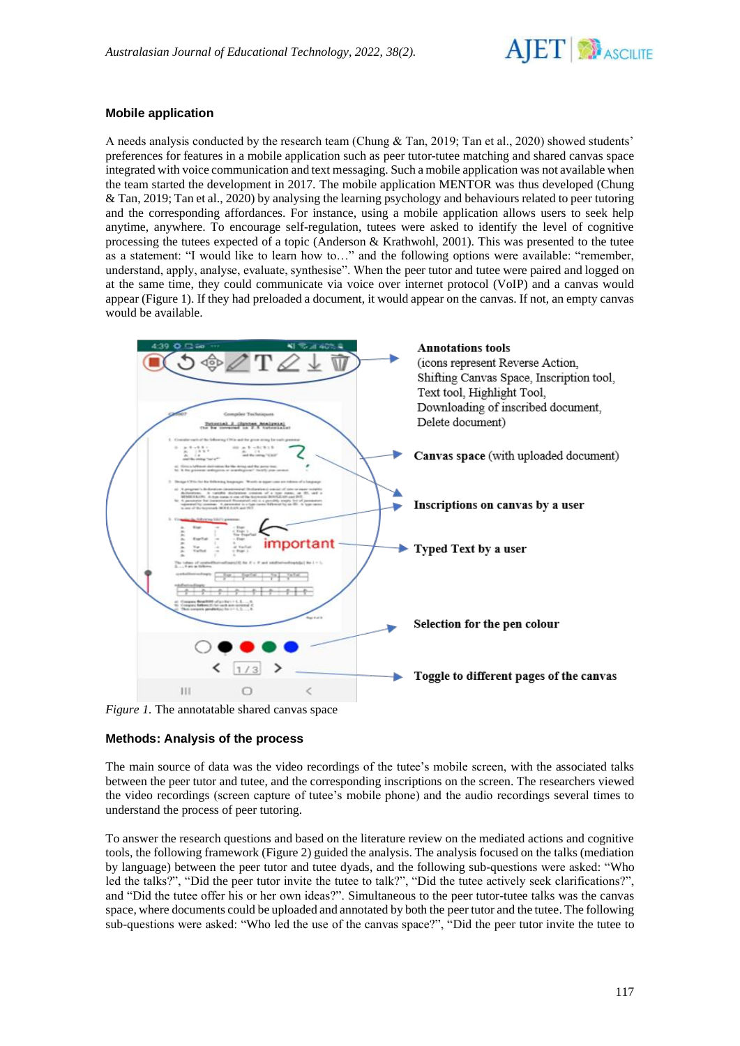## Mobile application

A needs analysis conducted by the research team (Chung & Tan, 2019; Tan et al., 2020) showed students' preferences for features in a mobile application such as peer tutor-tutee matching and shared canvas space integrated with voice communication and text messaging. Such a mobile application was not available when the team started the development in 2017. The mobile application MENTOR was thus developed (Chung & Tan, 2019; Tan et al., 2020) by analysing the learning psychology and behaviours related to peer tutoring and the corresponding affordances. For instance, using a mobile application allows users to seek help anytime, anywhere. To encourage self-regulation, tutees were asked to identify the level of cognitive processing the tutees expected of a topic (Anderson & Krathwohl, 2001). This was presented to the tutee as a statement: "I would like to learn how to…" and the following options were available: "remember, understand, apply, analyse, evaluate, synthesise". When the peer tutor and tutee were paired and logged on at the same time, they could communicate via voice over internet protocol (VoIP) and a canvas would appear (Figure 1). If they had preloaded a document, it would appear on the canvas. If not, an empty canvas would be available.

**Annotations tools**
(icons represent Reverse Action, Shifting Canvas Space, Inscription tool, Text tool, Highlight Tool, Downloading of inscribed document, Delete document)

**Canvas space** (with uploaded document)

**Inscriptions on canvas by a user**

**Typed Text by a user**

**Selection for the pen colour**

**Toggle to different pages of the canvas**

*Figure 1.* The annotatable shared canvas space

## Methods: Analysis of the process

The main source of data was the video recordings of the tutee's mobile screen, with the associated talks between the peer tutor and tutee, and the corresponding inscriptions on the screen. The researchers viewed the video recordings (screen capture of tutee's mobile phone) and the audio recordings several times to understand the process of peer tutoring.

To answer the research questions and based on the literature review on the mediated actions and cognitive tools, the following framework (Figure 2) guided the analysis. The analysis focused on the talks (mediation by language) between the peer tutor and tutee dyads, and the following sub-questions were asked: "Who led the talks?", "Did the peer tutor invite the tutee to talk?", "Did the tutee actively seek clarifications?", and "Did the tutee offer his or her own ideas?". Simultaneous to the peer tutor-tutee talks was the canvas space, where documents could be uploaded and annotated by both the peer tutor and the tutee. The following sub-questions were asked: "Who led the use of the canvas space?", "Did the peer tutor invite the tutee to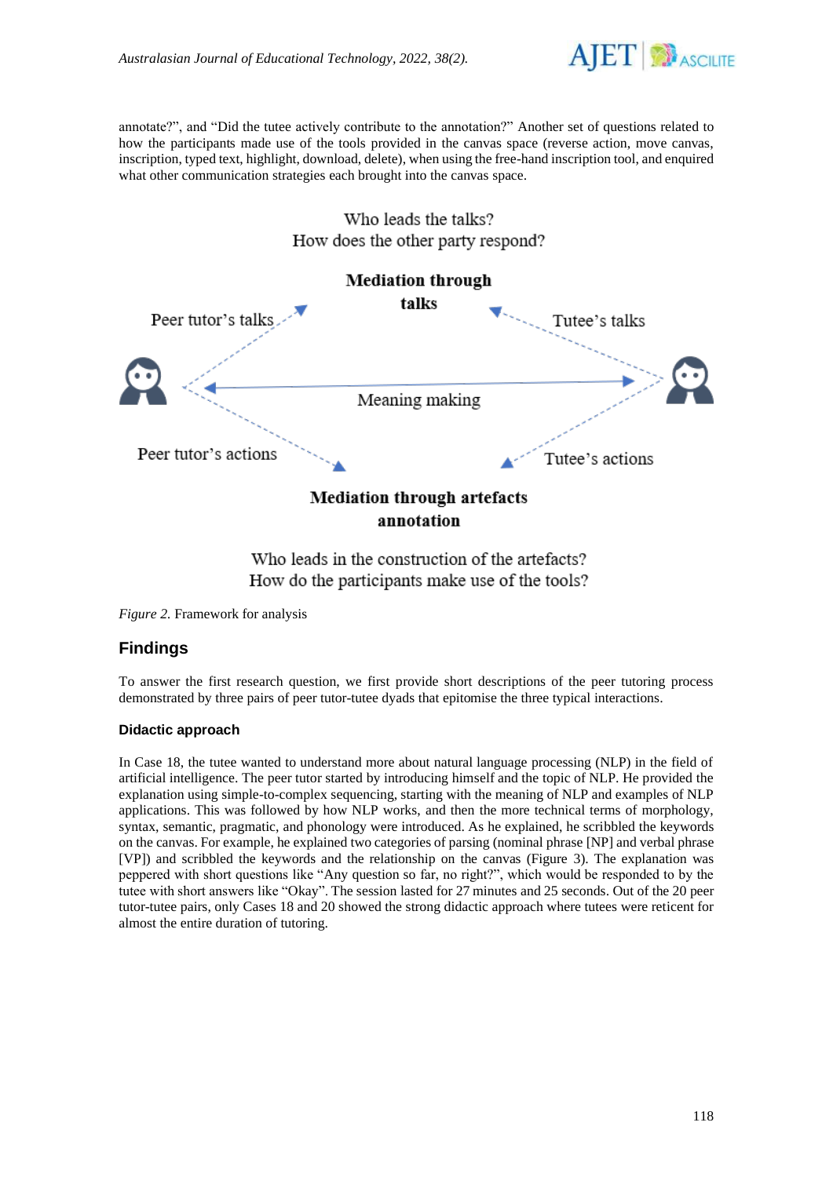annotate?", and "Did the tutee actively contribute to the annotation?" Another set of questions related to how the participants made use of the tools provided in the canvas space (reverse action, move canvas, inscription, typed text, highlight, download, delete), when using the free-hand inscription tool, and enquired what other communication strategies each brought into the canvas space.

Who leads the talks?
How does the other party respond?

**Mediation through talks**

Peer tutor's talks

Tutee's talks

Meaning making

Peer tutor's actions

Tutee's actions

**Mediation through artefacts annotation**

Who leads in the construction of the artefacts?
How do the participants make use of the tools?

*Figure 2.* Framework for analysis

## Findings

To answer the first research question, we first provide short descriptions of the peer tutoring process demonstrated by three pairs of peer tutor-tutee dyads that epitomise the three typical interactions.

### Didactic approach

In Case 18, the tutee wanted to understand more about natural language processing (NLP) in the field of artificial intelligence. The peer tutor started by introducing himself and the topic of NLP. He provided the explanation using simple-to-complex sequencing, starting with the meaning of NLP and examples of NLP applications. This was followed by how NLP works, and then the more technical terms of morphology, syntax, semantic, pragmatic, and phonology were introduced. As he explained, he scribbled the keywords on the canvas. For example, he explained two categories of parsing (nominal phrase [NP] and verbal phrase [VP]) and scribbled the keywords and the relationship on the canvas (Figure 3). The explanation was peppered with short questions like "Any question so far, no right?", which would be responded to by the tutee with short answers like "Okay". The session lasted for 27 minutes and 25 seconds. Out of the 20 peer tutor-tutee pairs, only Cases 18 and 20 showed the strong didactic approach where tutees were reticent for almost the entire duration of tutoring.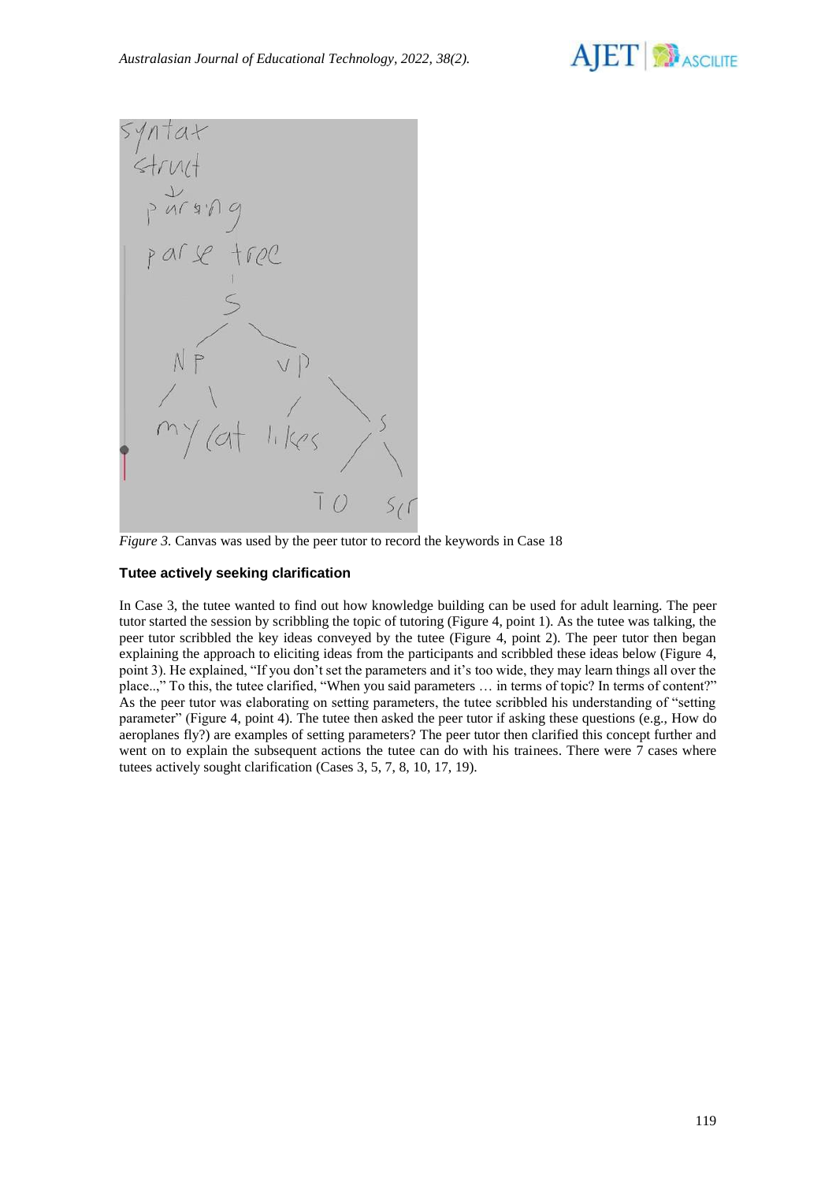*Figure 3.* Canvas was used by the peer tutor to record the keywords in Case 18

### Tutee actively seeking clarification

In Case 3, the tutee wanted to find out how knowledge building can be used for adult learning. The peer tutor started the session by scribbling the topic of tutoring (Figure 4, point 1). As the tutee was talking, the peer tutor scribbled the key ideas conveyed by the tutee (Figure 4, point 2). The peer tutor then began explaining the approach to eliciting ideas from the participants and scribbled these ideas below (Figure 4, point 3). He explained, "If you don't set the parameters and it's too wide, they may learn things all over the place..," To this, the tutee clarified, "When you said parameters … in terms of topic? In terms of content?" As the peer tutor was elaborating on setting parameters, the tutee scribbled his understanding of "setting parameter" (Figure 4, point 4). The tutee then asked the peer tutor if asking these questions (e.g., How do aeroplanes fly?) are examples of setting parameters? The peer tutor then clarified this concept further and went on to explain the subsequent actions the tutee can do with his trainees. There were 7 cases where tutees actively sought clarification (Cases 3, 5, 7, 8, 10, 17, 19).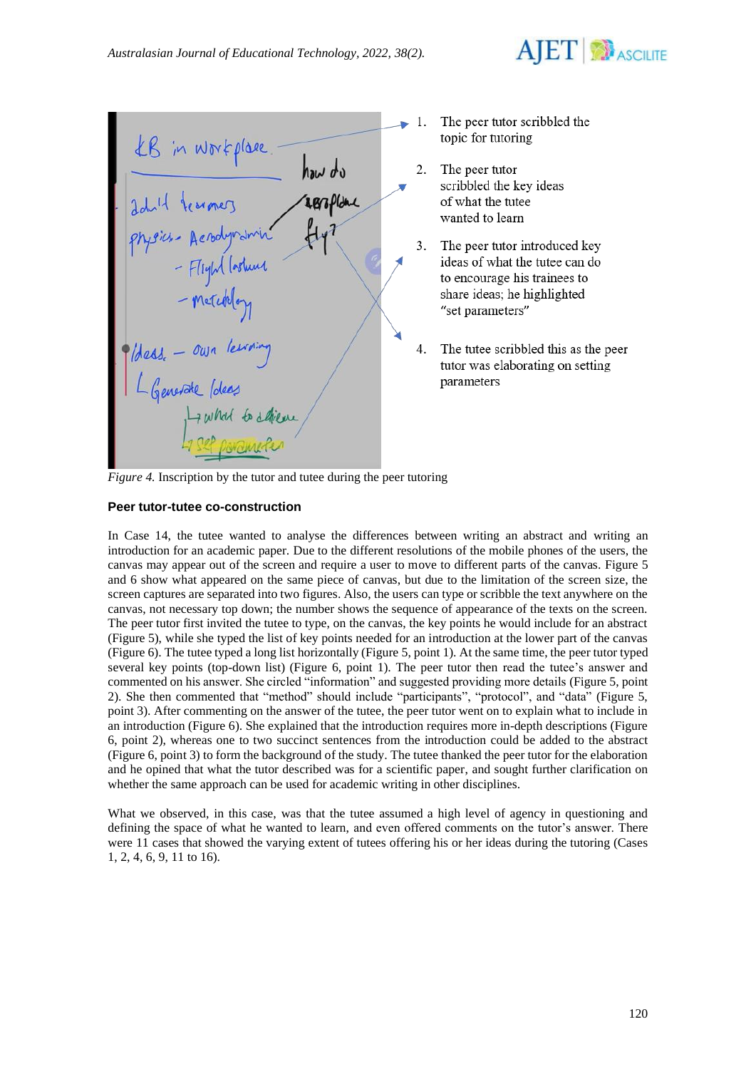1. The peer tutor scribbled the topic for tutoring
2. The peer tutor scribbled the key ideas of what the tutee wanted to learn
3. The peer tutor introduced key ideas of what the tutee can do to encourage his trainees to share ideas; he highlighted "set parameters"
4. The tutee scribbled this as the peer tutor was elaborating on setting parameters

*Figure 4.* Inscription by the tutor and tutee during the peer tutoring

### Peer tutor-tutee co-construction

In Case 14, the tutee wanted to analyse the differences between writing an abstract and writing an introduction for an academic paper. Due to the different resolutions of the mobile phones of the users, the canvas may appear out of the screen and require a user to move to different parts of the canvas. Figure 5 and 6 show what appeared on the same piece of canvas, but due to the limitation of the screen size, the screen captures are separated into two figures. Also, the users can type or scribble the text anywhere on the canvas, not necessary top down; the number shows the sequence of appearance of the texts on the screen. The peer tutor first invited the tutee to type, on the canvas, the key points he would include for an abstract (Figure 5), while she typed the list of key points needed for an introduction at the lower part of the canvas (Figure 6). The tutee typed a long list horizontally (Figure 5, point 1). At the same time, the peer tutor typed several key points (top-down list) (Figure 6, point 1). The peer tutor then read the tutee's answer and commented on his answer. She circled "information" and suggested providing more details (Figure 5, point 2). She then commented that "method" should include "participants", "protocol", and "data" (Figure 5, point 3). After commenting on the answer of the tutee, the peer tutor went on to explain what to include in an introduction (Figure 6). She explained that the introduction requires more in-depth descriptions (Figure 6, point 2), whereas one to two succinct sentences from the introduction could be added to the abstract (Figure 6, point 3) to form the background of the study. The tutee thanked the peer tutor for the elaboration and he opined that what the tutor described was for a scientific paper, and sought further clarification on whether the same approach can be used for academic writing in other disciplines.

What we observed, in this case, was that the tutee assumed a high level of agency in questioning and defining the space of what he wanted to learn, and even offered comments on the tutor's answer. There were 11 cases that showed the varying extent of tutees offering his or her ideas during the tutoring (Cases 1, 2, 4, 6, 9, 11 to 16).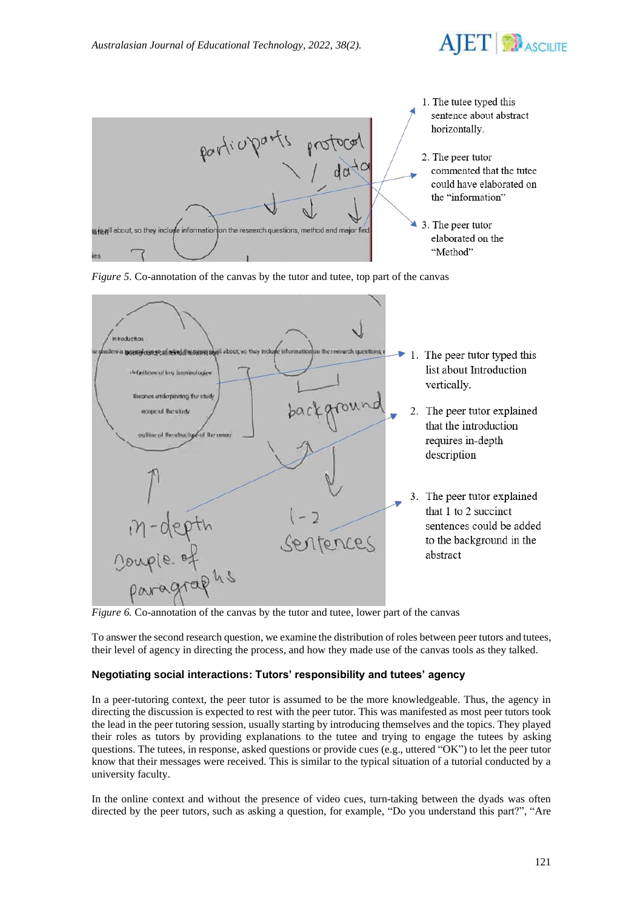1. The tutee typed this sentence about abstract horizontally.
2. The peer tutor commented that the tutee could have elaborated on the "information"
3. The peer tutor elaborated on the "Method"

*Figure 5.* Co-annotation of the canvas by the tutor and tutee, top part of the canvas

1. The peer tutor typed this list about Introduction vertically.
2. The peer tutor explained that the introduction requires in-depth description
3. The peer tutor explained that 1 to 2 succinct sentences could be added to the background in the abstract

*Figure 6.* Co-annotation of the canvas by the tutor and tutee, lower part of the canvas

To answer the second research question, we examine the distribution of roles between peer tutors and tutees, their level of agency in directing the process, and how they made use of the canvas tools as they talked.

### Negotiating social interactions: Tutors' responsibility and tutees' agency

In a peer-tutoring context, the peer tutor is assumed to be the more knowledgeable. Thus, the agency in directing the discussion is expected to rest with the peer tutor. This was manifested as most peer tutors took the lead in the peer tutoring session, usually starting by introducing themselves and the topics. They played their roles as tutors by providing explanations to the tutee and trying to engage the tutees by asking questions. The tutees, in response, asked questions or provide cues (e.g., uttered "OK") to let the peer tutor know that their messages were received. This is similar to the typical situation of a tutorial conducted by a university faculty.

In the online context and without the presence of video cues, turn-taking between the dyads was often directed by the peer tutors, such as asking a question, for example, "Do you understand this part?", "Are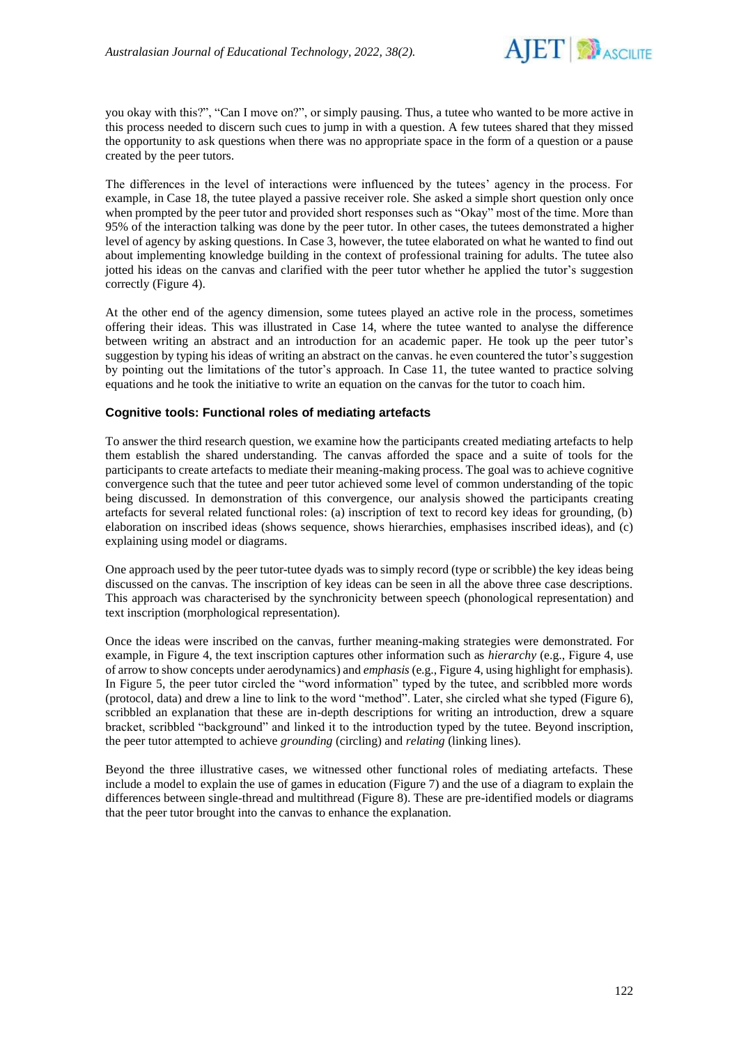you okay with this?", "Can I move on?", or simply pausing. Thus, a tutee who wanted to be more active in this process needed to discern such cues to jump in with a question. A few tutees shared that they missed the opportunity to ask questions when there was no appropriate space in the form of a question or a pause created by the peer tutors.

The differences in the level of interactions were influenced by the tutees' agency in the process. For example, in Case 18, the tutee played a passive receiver role. She asked a simple short question only once when prompted by the peer tutor and provided short responses such as "Okay" most of the time. More than 95% of the interaction talking was done by the peer tutor. In other cases, the tutees demonstrated a higher level of agency by asking questions. In Case 3, however, the tutee elaborated on what he wanted to find out about implementing knowledge building in the context of professional training for adults. The tutee also jotted his ideas on the canvas and clarified with the peer tutor whether he applied the tutor's suggestion correctly (Figure 4).

At the other end of the agency dimension, some tutees played an active role in the process, sometimes offering their ideas. This was illustrated in Case 14, where the tutee wanted to analyse the difference between writing an abstract and an introduction for an academic paper. He took up the peer tutor's suggestion by typing his ideas of writing an abstract on the canvas. he even countered the tutor's suggestion by pointing out the limitations of the tutor's approach. In Case 11, the tutee wanted to practice solving equations and he took the initiative to write an equation on the canvas for the tutor to coach him.

### Cognitive tools: Functional roles of mediating artefacts

To answer the third research question, we examine how the participants created mediating artefacts to help them establish the shared understanding. The canvas afforded the space and a suite of tools for the participants to create artefacts to mediate their meaning-making process. The goal was to achieve cognitive convergence such that the tutee and peer tutor achieved some level of common understanding of the topic being discussed. In demonstration of this convergence, our analysis showed the participants creating artefacts for several related functional roles: (a) inscription of text to record key ideas for grounding, (b) elaboration on inscribed ideas (shows sequence, shows hierarchies, emphasises inscribed ideas), and (c) explaining using model or diagrams.

One approach used by the peer tutor-tutee dyads was to simply record (type or scribble) the key ideas being discussed on the canvas. The inscription of key ideas can be seen in all the above three case descriptions. This approach was characterised by the synchronicity between speech (phonological representation) and text inscription (morphological representation).

Once the ideas were inscribed on the canvas, further meaning-making strategies were demonstrated. For example, in Figure 4, the text inscription captures other information such as *hierarchy* (e.g., Figure 4, use of arrow to show concepts under aerodynamics) and *emphasis* (e.g., Figure 4, using highlight for emphasis). In Figure 5, the peer tutor circled the "word information" typed by the tutee, and scribbled more words (protocol, data) and drew a line to link to the word "method". Later, she circled what she typed (Figure 6), scribbled an explanation that these are in-depth descriptions for writing an introduction, drew a square bracket, scribbled "background" and linked it to the introduction typed by the tutee. Beyond inscription, the peer tutor attempted to achieve *grounding* (circling) and *relating* (linking lines).

Beyond the three illustrative cases, we witnessed other functional roles of mediating artefacts. These include a model to explain the use of games in education (Figure 7) and the use of a diagram to explain the differences between single-thread and multithread (Figure 8). These are pre-identified models or diagrams that the peer tutor brought into the canvas to enhance the explanation.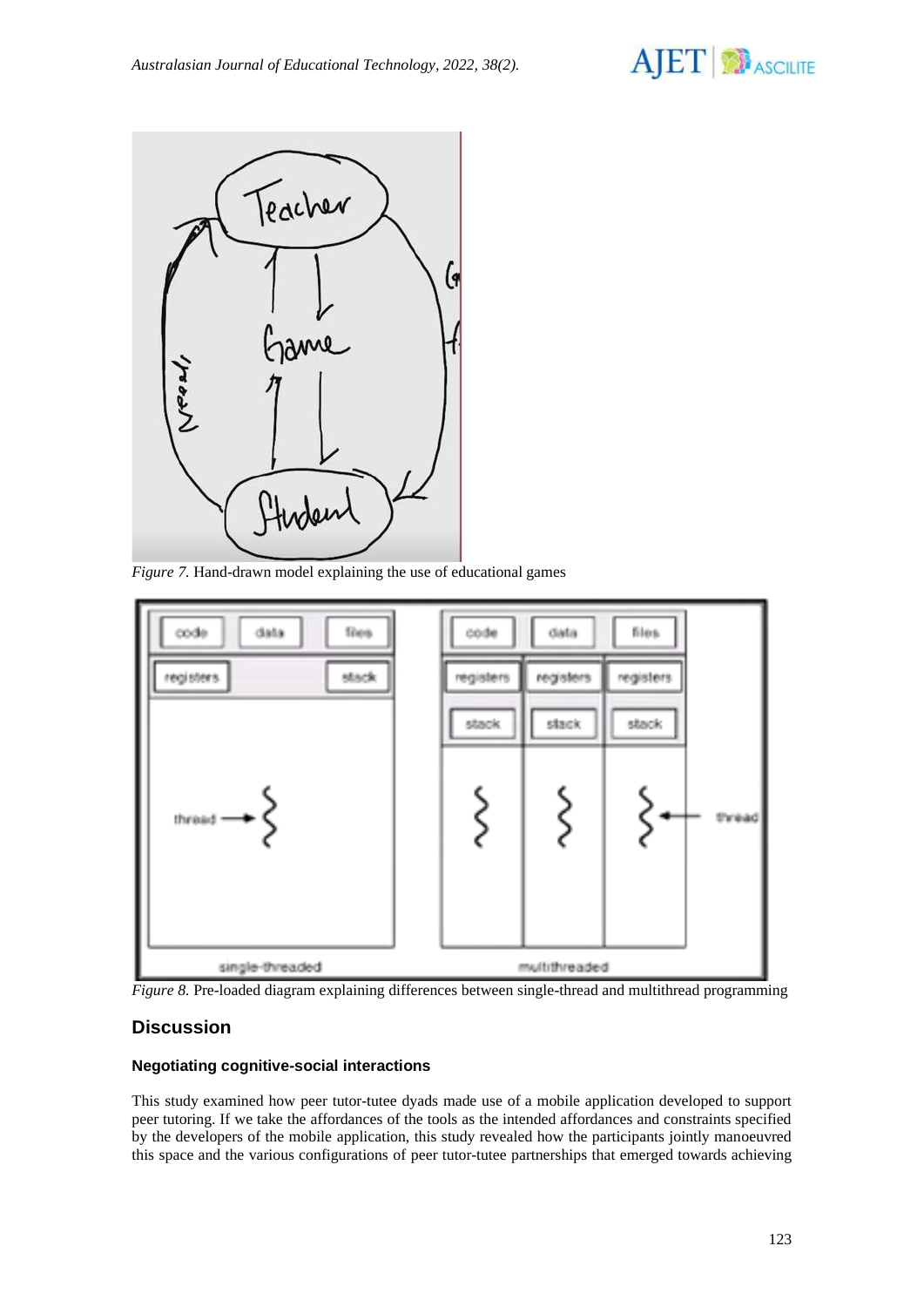*Figure 7.* Hand-drawn model explaining the use of educational games

*Figure 8.* Pre-loaded diagram explaining differences between single-thread and multithread programming

## Discussion

### Negotiating cognitive-social interactions

This study examined how peer tutor-tutee dyads made use of a mobile application developed to support peer tutoring. If we take the affordances of the tools as the intended affordances and constraints specified by the developers of the mobile application, this study revealed how the participants jointly manoeuvred this space and the various configurations of peer tutor-tutee partnerships that emerged towards achieving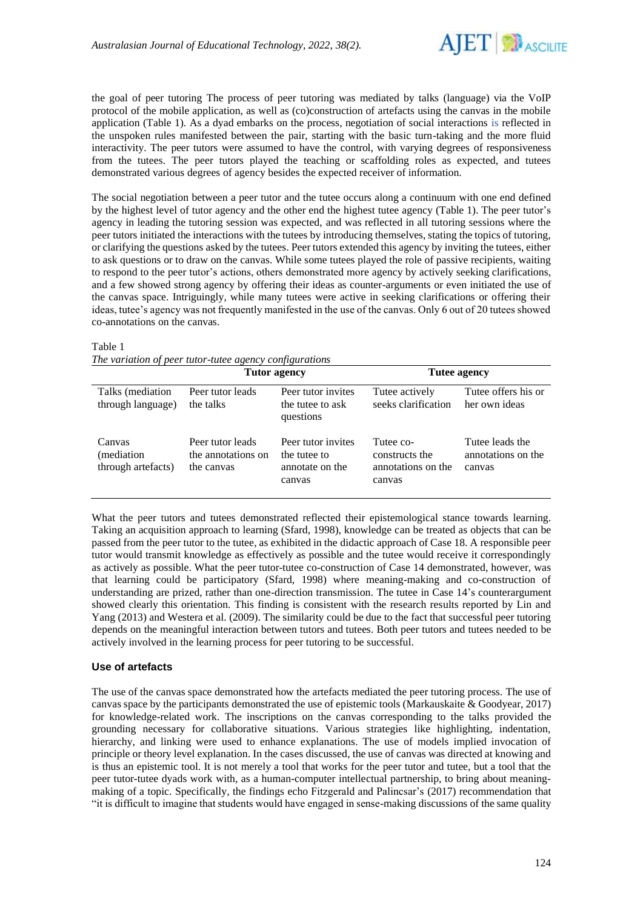the goal of peer tutoring The process of peer tutoring was mediated by talks (language) via the VoIP protocol of the mobile application, as well as (co)construction of artefacts using the canvas in the mobile application (Table 1). As a dyad embarks on the process, negotiation of social interactions is reflected in the unspoken rules manifested between the pair, starting with the basic turn-taking and the more fluid interactivity. The peer tutors were assumed to have the control, with varying degrees of responsiveness from the tutees. The peer tutors played the teaching or scaffolding roles as expected, and tutees demonstrated various degrees of agency besides the expected receiver of information.

The social negotiation between a peer tutor and the tutee occurs along a continuum with one end defined by the highest level of tutor agency and the other end the highest tutee agency (Table 1). The peer tutor's agency in leading the tutoring session was expected, and was reflected in all tutoring sessions where the peer tutors initiated the interactions with the tutees by introducing themselves, stating the topics of tutoring, or clarifying the questions asked by the tutees. Peer tutors extended this agency by inviting the tutees, either to ask questions or to draw on the canvas. While some tutees played the role of passive recipients, waiting to respond to the peer tutor's actions, others demonstrated more agency by actively seeking clarifications, and a few showed strong agency by offering their ideas as counter-arguments or even initiated the use of the canvas space. Intriguingly, while many tutees were active in seeking clarifications or offering their ideas, tutee's agency was not frequently manifested in the use of the canvas. Only 6 out of 20 tutees showed co-annotations on the canvas.

Table 1
*The variation of peer tutor-tutee agency configurations*

| | Tutor agency | | Tutee agency | |
|---|---|---|---|---|
| Talks (mediation through language) | Peer tutor leads the talks | Peer tutor invites the tutee to ask questions | Tutee actively seeks clarification | Tutee offers his or her own ideas |
| Canvas (mediation through artefacts) | Peer tutor leads the annotations on the canvas | Peer tutor invites the tutee to annotate on the canvas | Tutee co-constructs the annotations on the canvas | Tutee leads the annotations on the canvas |

What the peer tutors and tutees demonstrated reflected their epistemological stance towards learning. Taking an acquisition approach to learning (Sfard, 1998), knowledge can be treated as objects that can be passed from the peer tutor to the tutee, as exhibited in the didactic approach of Case 18. A responsible peer tutor would transmit knowledge as effectively as possible and the tutee would receive it correspondingly as actively as possible. What the peer tutor-tutee co-construction of Case 14 demonstrated, however, was that learning could be participatory (Sfard, 1998) where meaning-making and co-construction of understanding are prized, rather than one-direction transmission. The tutee in Case 14's counterargument showed clearly this orientation. This finding is consistent with the research results reported by Lin and Yang (2013) and Westera et al. (2009). The similarity could be due to the fact that successful peer tutoring depends on the meaningful interaction between tutors and tutees. Both peer tutors and tutees needed to be actively involved in the learning process for peer tutoring to be successful.

### Use of artefacts

The use of the canvas space demonstrated how the artefacts mediated the peer tutoring process. The use of canvas space by the participants demonstrated the use of epistemic tools (Markauskaite & Goodyear, 2017) for knowledge-related work. The inscriptions on the canvas corresponding to the talks provided the grounding necessary for collaborative situations. Various strategies like highlighting, indentation, hierarchy, and linking were used to enhance explanations. The use of models implied invocation of principle or theory level explanation. In the cases discussed, the use of canvas was directed at knowing and is thus an epistemic tool. It is not merely a tool that works for the peer tutor and tutee, but a tool that the peer tutor-tutee dyads work with, as a human-computer intellectual partnership, to bring about meaning-making of a topic. Specifically, the findings echo Fitzgerald and Palincsar's (2017) recommendation that "it is difficult to imagine that students would have engaged in sense-making discussions of the same quality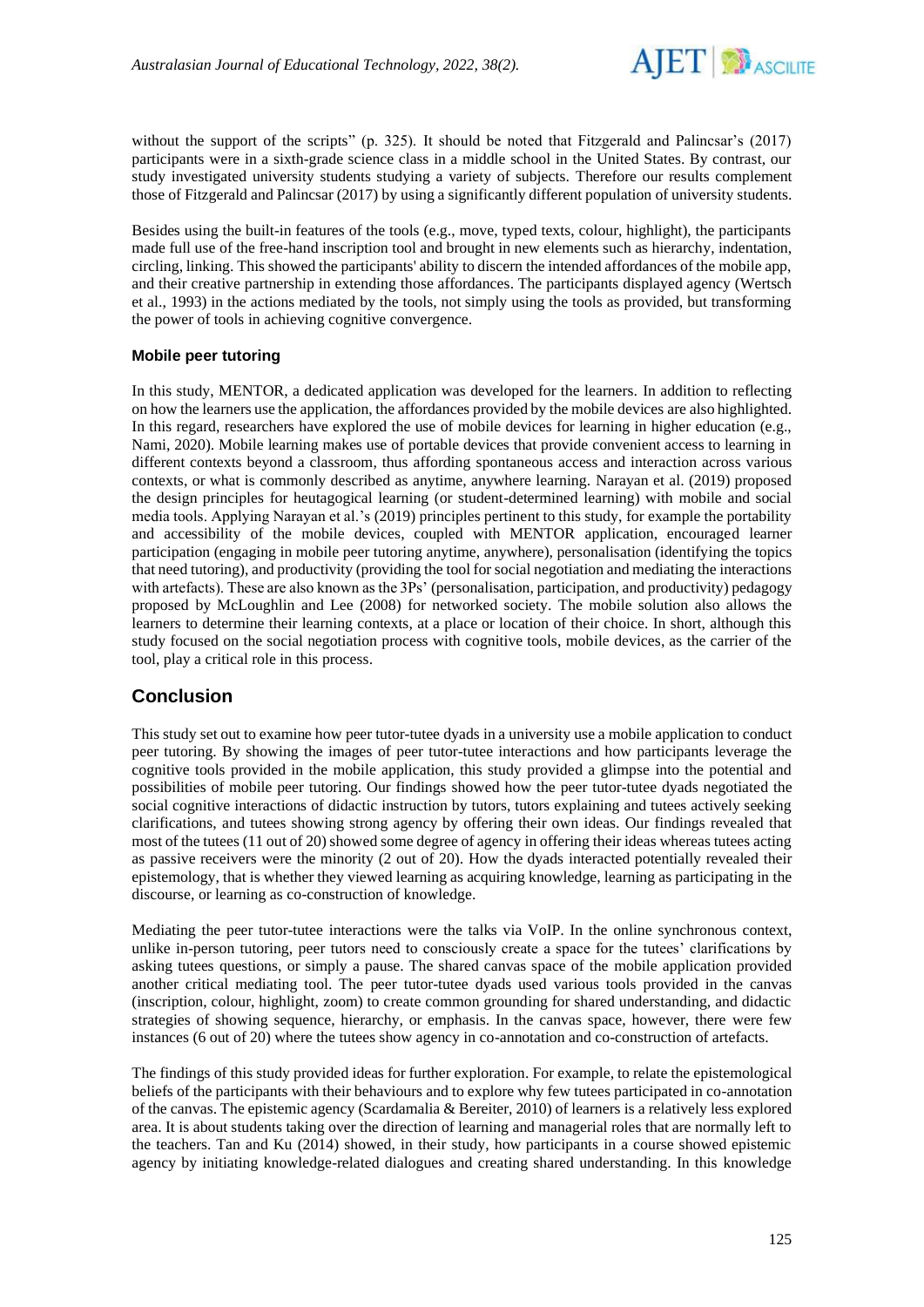without the support of the scripts" (p. 325). It should be noted that Fitzgerald and Palincsar's (2017) participants were in a sixth-grade science class in a middle school in the United States. By contrast, our study investigated university students studying a variety of subjects. Therefore our results complement those of Fitzgerald and Palincsar (2017) by using a significantly different population of university students.

Besides using the built-in features of the tools (e.g., move, typed texts, colour, highlight), the participants made full use of the free-hand inscription tool and brought in new elements such as hierarchy, indentation, circling, linking. This showed the participants' ability to discern the intended affordances of the mobile app, and their creative partnership in extending those affordances. The participants displayed agency (Wertsch et al., 1993) in the actions mediated by the tools, not simply using the tools as provided, but transforming the power of tools in achieving cognitive convergence.

### Mobile peer tutoring

In this study, MENTOR, a dedicated application was developed for the learners. In addition to reflecting on how the learners use the application, the affordances provided by the mobile devices are also highlighted. In this regard, researchers have explored the use of mobile devices for learning in higher education (e.g., Nami, 2020). Mobile learning makes use of portable devices that provide convenient access to learning in different contexts beyond a classroom, thus affording spontaneous access and interaction across various contexts, or what is commonly described as anytime, anywhere learning. Narayan et al. (2019) proposed the design principles for heutagogical learning (or student-determined learning) with mobile and social media tools. Applying Narayan et al.'s (2019) principles pertinent to this study, for example the portability and accessibility of the mobile devices, coupled with MENTOR application, encouraged learner participation (engaging in mobile peer tutoring anytime, anywhere), personalisation (identifying the topics that need tutoring), and productivity (providing the tool for social negotiation and mediating the interactions with artefacts). These are also known as the 3Ps' (personalisation, participation, and productivity) pedagogy proposed by McLoughlin and Lee (2008) for networked society. The mobile solution also allows the learners to determine their learning contexts, at a place or location of their choice. In short, although this study focused on the social negotiation process with cognitive tools, mobile devices, as the carrier of the tool, play a critical role in this process.

## Conclusion

This study set out to examine how peer tutor-tutee dyads in a university use a mobile application to conduct peer tutoring. By showing the images of peer tutor-tutee interactions and how participants leverage the cognitive tools provided in the mobile application, this study provided a glimpse into the potential and possibilities of mobile peer tutoring. Our findings showed how the peer tutor-tutee dyads negotiated the social cognitive interactions of didactic instruction by tutors, tutors explaining and tutees actively seeking clarifications, and tutees showing strong agency by offering their own ideas. Our findings revealed that most of the tutees (11 out of 20) showed some degree of agency in offering their ideas whereas tutees acting as passive receivers were the minority (2 out of 20). How the dyads interacted potentially revealed their epistemology, that is whether they viewed learning as acquiring knowledge, learning as participating in the discourse, or learning as co-construction of knowledge.

Mediating the peer tutor-tutee interactions were the talks via VoIP. In the online synchronous context, unlike in-person tutoring, peer tutors need to consciously create a space for the tutees' clarifications by asking tutees questions, or simply a pause. The shared canvas space of the mobile application provided another critical mediating tool. The peer tutor-tutee dyads used various tools provided in the canvas (inscription, colour, highlight, zoom) to create common grounding for shared understanding, and didactic strategies of showing sequence, hierarchy, or emphasis. In the canvas space, however, there were few instances (6 out of 20) where the tutees show agency in co-annotation and co-construction of artefacts.

The findings of this study provided ideas for further exploration. For example, to relate the epistemological beliefs of the participants with their behaviours and to explore why few tutees participated in co-annotation of the canvas. The epistemic agency (Scardamalia & Bereiter, 2010) of learners is a relatively less explored area. It is about students taking over the direction of learning and managerial roles that are normally left to the teachers. Tan and Ku (2014) showed, in their study, how participants in a course showed epistemic agency by initiating knowledge-related dialogues and creating shared understanding. In this knowledge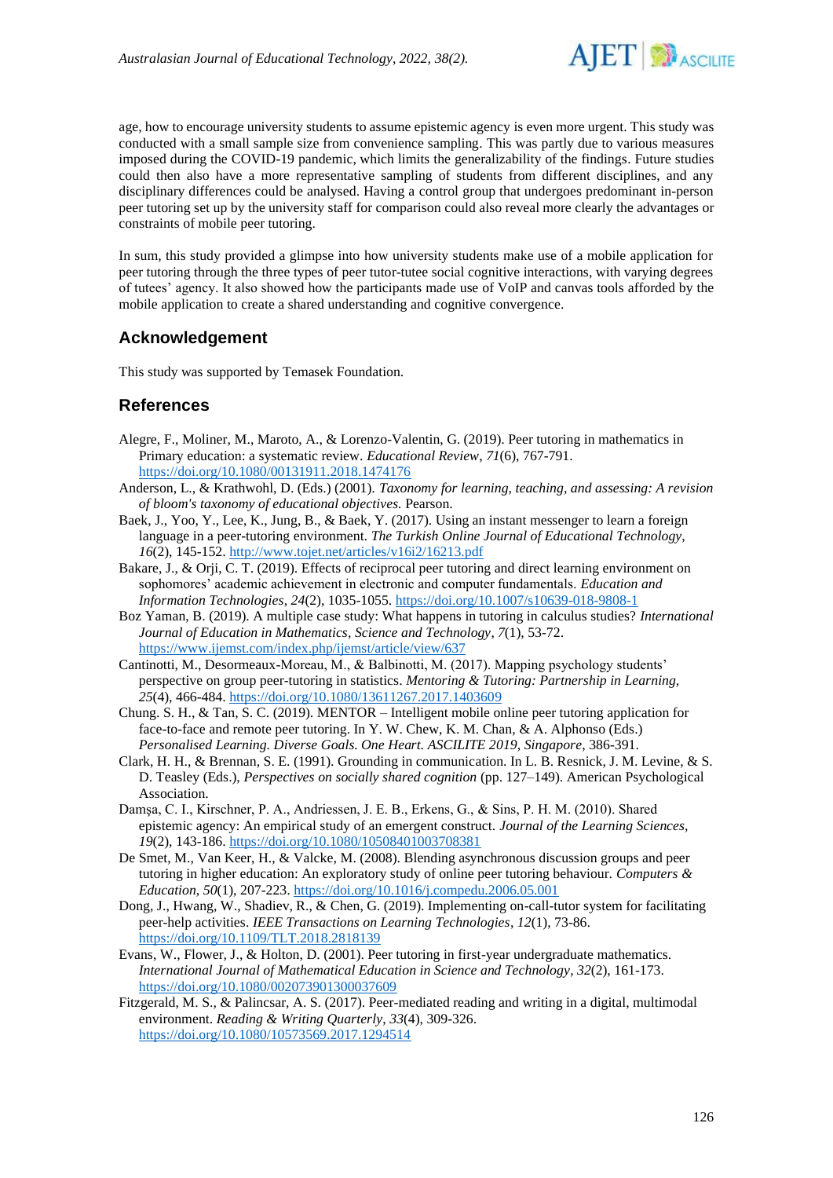age, how to encourage university students to assume epistemic agency is even more urgent. This study was conducted with a small sample size from convenience sampling. This was partly due to various measures imposed during the COVID-19 pandemic, which limits the generalizability of the findings. Future studies could then also have a more representative sampling of students from different disciplines, and any disciplinary differences could be analysed. Having a control group that undergoes predominant in-person peer tutoring set up by the university staff for comparison could also reveal more clearly the advantages or constraints of mobile peer tutoring.

In sum, this study provided a glimpse into how university students make use of a mobile application for peer tutoring through the three types of peer tutor-tutee social cognitive interactions, with varying degrees of tutees' agency. It also showed how the participants made use of VoIP and canvas tools afforded by the mobile application to create a shared understanding and cognitive convergence.

## Acknowledgement

This study was supported by Temasek Foundation.

## References

Alegre, F., Moliner, M., Maroto, A., & Lorenzo-Valentin, G. (2019). Peer tutoring in mathematics in Primary education: a systematic review. *Educational Review*, *71*(6), 767-791. https://doi.org/10.1080/00131911.2018.1474176

Anderson, L., & Krathwohl, D. (Eds.) (2001). *Taxonomy for learning, teaching, and assessing: A revision of bloom's taxonomy of educational objectives.* Pearson.

Baek, J., Yoo, Y., Lee, K., Jung, B., & Baek, Y. (2017). Using an instant messenger to learn a foreign language in a peer-tutoring environment. *The Turkish Online Journal of Educational Technology, 16*(2), 145-152. http://www.tojet.net/articles/v16i2/16213.pdf

Bakare, J., & Orji, C. T. (2019). Effects of reciprocal peer tutoring and direct learning environment on sophomores' academic achievement in electronic and computer fundamentals. *Education and Information Technologies*, *24*(2), 1035-1055. https://doi.org/10.1007/s10639-018-9808-1

Boz Yaman, B. (2019). A multiple case study: What happens in tutoring in calculus studies? *International Journal of Education in Mathematics, Science and Technology*, *7*(1), 53-72. https://www.ijemst.com/index.php/ijemst/article/view/637

Cantinotti, M., Desormeaux-Moreau, M., & Balbinotti, M. (2017). Mapping psychology students' perspective on group peer-tutoring in statistics. *Mentoring & Tutoring: Partnership in Learning, 25*(4), 466-484. https://doi.org/10.1080/13611267.2017.1403609

Chung. S. H., & Tan, S. C. (2019). MENTOR – Intelligent mobile online peer tutoring application for face-to-face and remote peer tutoring. In Y. W. Chew, K. M. Chan, & A. Alphonso (Eds.) *Personalised Learning. Diverse Goals. One Heart. ASCILITE 2019, Singapore,* 386-391.

Clark, H. H., & Brennan, S. E. (1991). Grounding in communication. In L. B. Resnick, J. M. Levine, & S. D. Teasley (Eds.), *Perspectives on socially shared cognition* (pp. 127–149). American Psychological Association.

Damşa, C. I., Kirschner, P. A., Andriessen, J. E. B., Erkens, G., & Sins, P. H. M. (2010). Shared epistemic agency: An empirical study of an emergent construct. *Journal of the Learning Sciences, 19*(2), 143-186. https://doi.org/10.1080/10508401003708381

De Smet, M., Van Keer, H., & Valcke, M. (2008). Blending asynchronous discussion groups and peer tutoring in higher education: An exploratory study of online peer tutoring behaviour. *Computers & Education, 50*(1), 207-223. https://doi.org/10.1016/j.compedu.2006.05.001

Dong, J., Hwang, W., Shadiev, R., & Chen, G. (2019). Implementing on-call-tutor system for facilitating peer-help activities. *IEEE Transactions on Learning Technologies*, *12*(1), 73-86. https://doi.org/10.1109/TLT.2018.2818139

Evans, W., Flower, J., & Holton, D. (2001). Peer tutoring in first-year undergraduate mathematics. *International Journal of Mathematical Education in Science and Technology*, *32*(2), 161-173. https://doi.org/10.1080/002073901300037609

Fitzgerald, M. S., & Palincsar, A. S. (2017). Peer-mediated reading and writing in a digital, multimodal environment. *Reading & Writing Quarterly*, *33*(4), 309-326. https://doi.org/10.1080/10573569.2017.1294514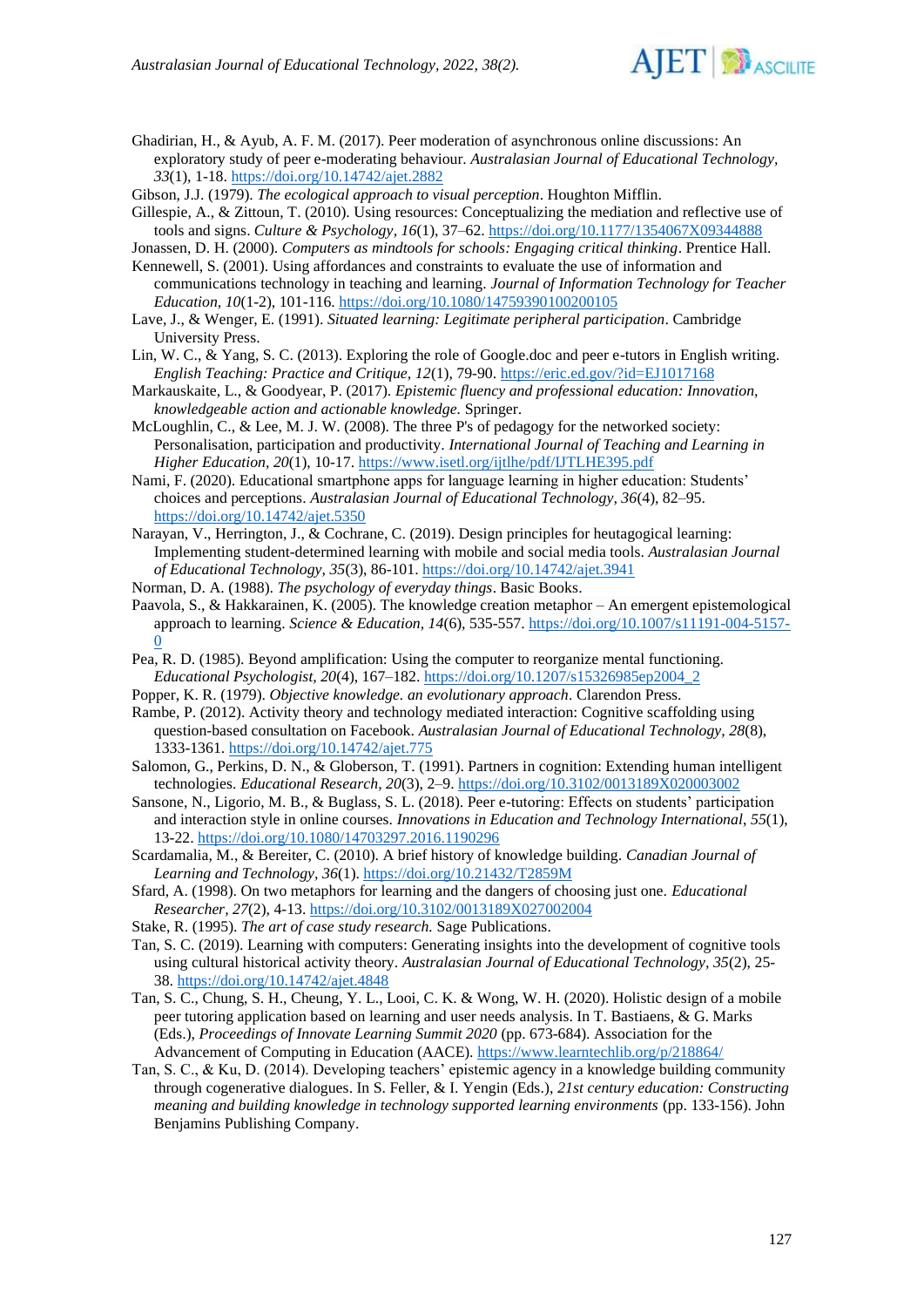Ghadirian, H., & Ayub, A. F. M. (2017). Peer moderation of asynchronous online discussions: An exploratory study of peer e-moderating behaviour. *Australasian Journal of Educational Technology, 33*(1), 1-18. https://doi.org/10.14742/ajet.2882

Gibson, J.J. (1979). *The ecological approach to visual perception*. Houghton Mifflin.

Gillespie, A., & Zittoun, T. (2010). Using resources: Conceptualizing the mediation and reflective use of tools and signs. *Culture & Psychology, 16*(1), 37–62. https://doi.org/10.1177/1354067X09344888

Jonassen, D. H. (2000). *Computers as mindtools for schools: Engaging critical thinking*. Prentice Hall.

Kennewell, S. (2001). Using affordances and constraints to evaluate the use of information and communications technology in teaching and learning. *Journal of Information Technology for Teacher Education, 10*(1-2), 101-116. https://doi.org/10.1080/14759390100200105

Lave, J., & Wenger, E. (1991). *Situated learning: Legitimate peripheral participation*. Cambridge University Press.

Lin, W. C., & Yang, S. C. (2013). Exploring the role of Google.doc and peer e-tutors in English writing. *English Teaching: Practice and Critique, 12*(1), 79-90. https://eric.ed.gov/?id=EJ1017168

Markauskaite, L., & Goodyear, P. (2017). *Epistemic fluency and professional education: Innovation, knowledgeable action and actionable knowledge.* Springer.

McLoughlin, C., & Lee, M. J. W. (2008). The three P's of pedagogy for the networked society: Personalisation, participation and productivity. *International Journal of Teaching and Learning in Higher Education, 20*(1), 10-17. https://www.isetl.org/ijtlhe/pdf/IJTLHE395.pdf

Nami, F. (2020). Educational smartphone apps for language learning in higher education: Students' choices and perceptions. *Australasian Journal of Educational Technology, 36*(4), 82–95. https://doi.org/10.14742/ajet.5350

Narayan, V., Herrington, J., & Cochrane, C. (2019). Design principles for heutagogical learning: Implementing student-determined learning with mobile and social media tools. *Australasian Journal of Educational Technology, 35*(3), 86-101. https://doi.org/10.14742/ajet.3941

Norman, D. A. (1988). *The psychology of everyday things*. Basic Books.

Paavola, S., & Hakkarainen, K. (2005). The knowledge creation metaphor – An emergent epistemological approach to learning. *Science & Education, 14*(6), 535-557. https://doi.org/10.1007/s11191-004-5157-0

Pea, R. D. (1985). Beyond amplification: Using the computer to reorganize mental functioning. *Educational Psychologist, 20*(4), 167–182. https://doi.org/10.1207/s15326985ep2004_2

Popper, K. R. (1979). *Objective knowledge. an evolutionary approach*. Clarendon Press.

Rambe, P. (2012). Activity theory and technology mediated interaction: Cognitive scaffolding using question-based consultation on Facebook. *Australasian Journal of Educational Technology, 28*(8), 1333-1361. https://doi.org/10.14742/ajet.775

Salomon, G., Perkins, D. N., & Globerson, T. (1991). Partners in cognition: Extending human intelligent technologies. *Educational Research, 20*(3), 2–9. https://doi.org/10.3102/0013189X020003002

Sansone, N., Ligorio, M. B., & Buglass, S. L. (2018). Peer e-tutoring: Effects on students' participation and interaction style in online courses. *Innovations in Education and Technology International, 55*(1), 13-22. https://doi.org/10.1080/14703297.2016.1190296

Scardamalia, M., & Bereiter, C. (2010). A brief history of knowledge building. *Canadian Journal of Learning and Technology, 36*(1). https://doi.org/10.21432/T2859M

Sfard, A. (1998). On two metaphors for learning and the dangers of choosing just one. *Educational Researcher, 27*(2), 4-13. https://doi.org/10.3102/0013189X027002004

Stake, R. (1995). *The art of case study research.* Sage Publications.

Tan, S. C. (2019). Learning with computers: Generating insights into the development of cognitive tools using cultural historical activity theory. *Australasian Journal of Educational Technology, 35*(2), 25-38. https://doi.org/10.14742/ajet.4848

Tan, S. C., Chung, S. H., Cheung, Y. L., Looi, C. K. & Wong, W. H. (2020). Holistic design of a mobile peer tutoring application based on learning and user needs analysis. In T. Bastiaens, & G. Marks (Eds.), *Proceedings of Innovate Learning Summit 2020* (pp. 673-684). Association for the Advancement of Computing in Education (AACE). https://www.learntechlib.org/p/218864/

Tan, S. C., & Ku, D. (2014). Developing teachers' epistemic agency in a knowledge building community through cogenerative dialogues. In S. Feller, & I. Yengin (Eds.), *21st century education: Constructing meaning and building knowledge in technology supported learning environments* (pp. 133-156). John Benjamins Publishing Company.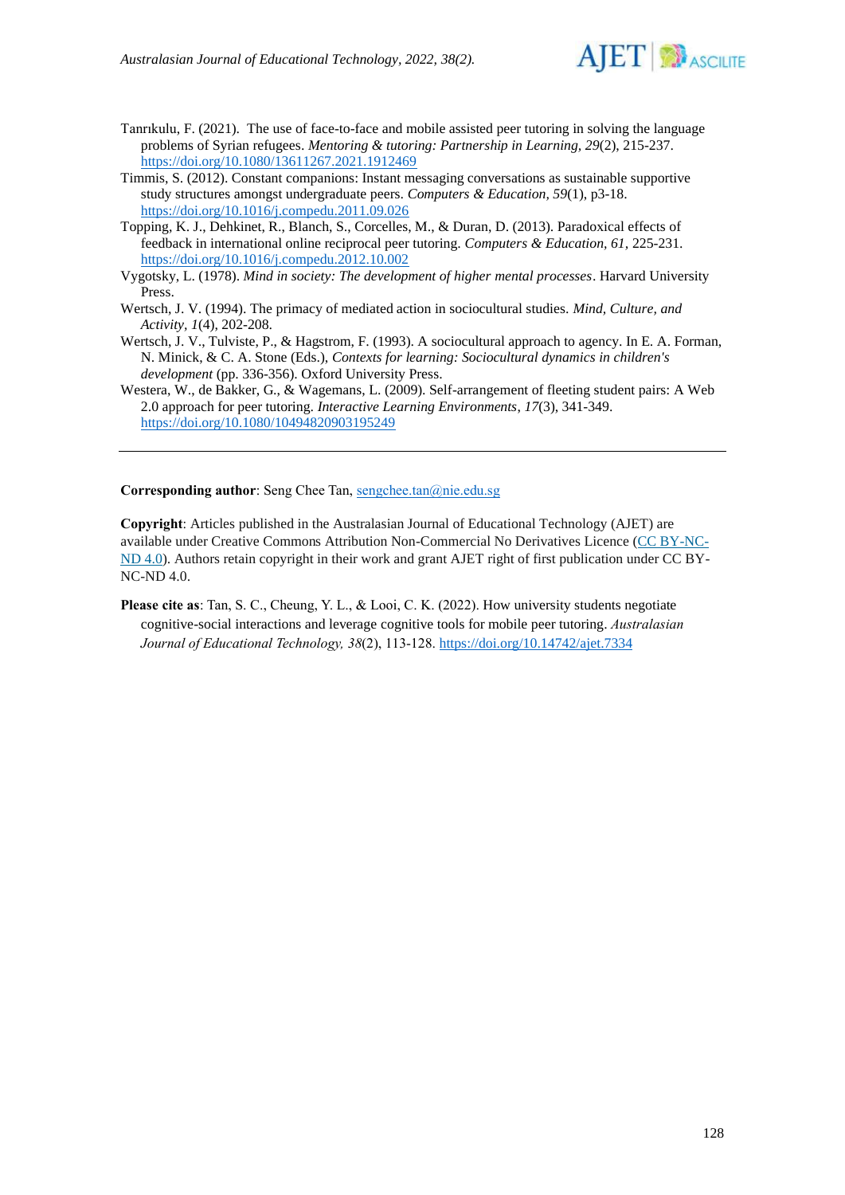Tanrıkulu, F. (2021). The use of face-to-face and mobile assisted peer tutoring in solving the language problems of Syrian refugees. *Mentoring & tutoring: Partnership in Learning*, *29*(2), 215-237. https://doi.org/10.1080/13611267.2021.1912469

Timmis, S. (2012). Constant companions: Instant messaging conversations as sustainable supportive study structures amongst undergraduate peers. *Computers & Education*, *59*(1), p3-18. https://doi.org/10.1016/j.compedu.2011.09.026

Topping, K. J., Dehkinet, R., Blanch, S., Corcelles, M., & Duran, D. (2013). Paradoxical effects of feedback in international online reciprocal peer tutoring. *Computers & Education*, *61*, 225-231. https://doi.org/10.1016/j.compedu.2012.10.002

Vygotsky, L. (1978). *Mind in society: The development of higher mental processes*. Harvard University Press.

Wertsch, J. V. (1994). The primacy of mediated action in sociocultural studies. *Mind, Culture, and Activity*, *1*(4), 202-208.

Wertsch, J. V., Tulviste, P., & Hagstrom, F. (1993). A sociocultural approach to agency. In E. A. Forman, N. Minick, & C. A. Stone (Eds.), *Contexts for learning: Sociocultural dynamics in children's development* (pp. 336-356). Oxford University Press.

Westera, W., de Bakker, G., & Wagemans, L. (2009). Self-arrangement of fleeting student pairs: A Web 2.0 approach for peer tutoring. *Interactive Learning Environments*, *17*(3), 341-349. https://doi.org/10.1080/10494820903195249

---

**Corresponding author**: Seng Chee Tan, sengchee.tan@nie.edu.sg

**Copyright**: Articles published in the Australasian Journal of Educational Technology (AJET) are available under Creative Commons Attribution Non-Commercial No Derivatives Licence (CC BY-NC-ND 4.0). Authors retain copyright in their work and grant AJET right of first publication under CC BY-NC-ND 4.0.

**Please cite as**: Tan, S. C., Cheung, Y. L., & Looi, C. K. (2022). How university students negotiate cognitive-social interactions and leverage cognitive tools for mobile peer tutoring. *Australasian Journal of Educational Technology, 38*(2), 113-128. https://doi.org/10.14742/ajet.7334